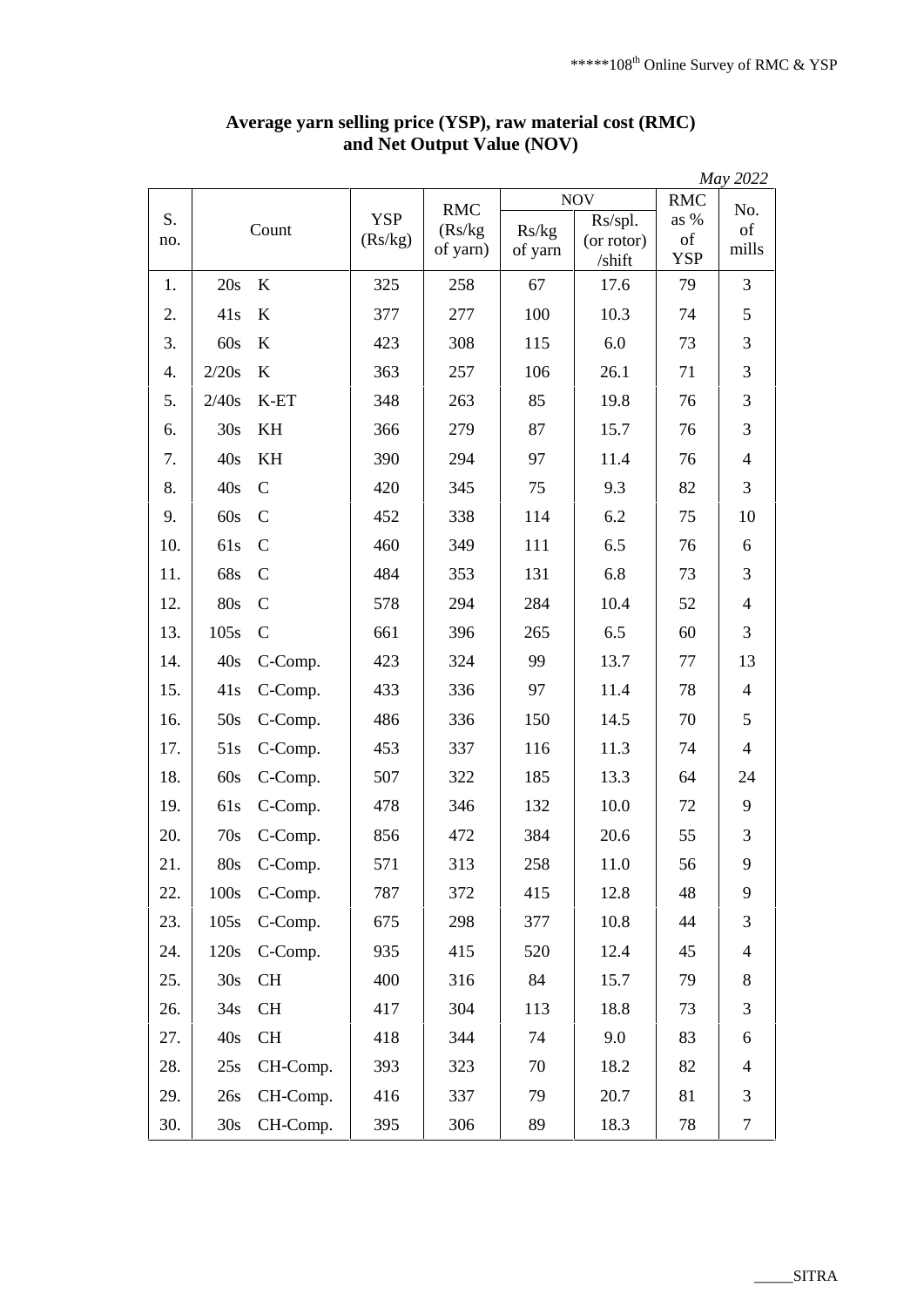**Average yarn selling price (YSP), raw material cost (RMC) and Net Output Value (NOV)**

*May 2022*

| S. no. | Count | YSP (Rs/kg) | RMC (Rs/kg of yarn) | NOV | | RMC as % of YSP | No. of mills |
|---|---|---|---|---|---|---|---|
| | | | | Rs/kg of yarn | Rs/spl. (or rotor) /shift | | |
| 1. | 20s K | 325 | 258 | 67 | 17.6 | 79 | 3 |
| 2. | 41s K | 377 | 277 | 100 | 10.3 | 74 | 5 |
| 3. | 60s K | 423 | 308 | 115 | 6.0 | 73 | 3 |
| 4. | 2/20s K | 363 | 257 | 106 | 26.1 | 71 | 3 |
| 5. | 2/40s K-ET | 348 | 263 | 85 | 19.8 | 76 | 3 |
| 6. | 30s KH | 366 | 279 | 87 | 15.7 | 76 | 3 |
| 7. | 40s KH | 390 | 294 | 97 | 11.4 | 76 | 4 |
| 8. | 40s C | 420 | 345 | 75 | 9.3 | 82 | 3 |
| 9. | 60s C | 452 | 338 | 114 | 6.2 | 75 | 10 |
| 10. | 61s C | 460 | 349 | 111 | 6.5 | 76 | 6 |
| 11. | 68s C | 484 | 353 | 131 | 6.8 | 73 | 3 |
| 12. | 80s C | 578 | 294 | 284 | 10.4 | 52 | 4 |
| 13. | 105s C | 661 | 396 | 265 | 6.5 | 60 | 3 |
| 14. | 40s C-Comp. | 423 | 324 | 99 | 13.7 | 77 | 13 |
| 15. | 41s C-Comp. | 433 | 336 | 97 | 11.4 | 78 | 4 |
| 16. | 50s C-Comp. | 486 | 336 | 150 | 14.5 | 70 | 5 |
| 17. | 51s C-Comp. | 453 | 337 | 116 | 11.3 | 74 | 4 |
| 18. | 60s C-Comp. | 507 | 322 | 185 | 13.3 | 64 | 24 |
| 19. | 61s C-Comp. | 478 | 346 | 132 | 10.0 | 72 | 9 |
| 20. | 70s C-Comp. | 856 | 472 | 384 | 20.6 | 55 | 3 |
| 21. | 80s C-Comp. | 571 | 313 | 258 | 11.0 | 56 | 9 |
| 22. | 100s C-Comp. | 787 | 372 | 415 | 12.8 | 48 | 9 |
| 23. | 105s C-Comp. | 675 | 298 | 377 | 10.8 | 44 | 3 |
| 24. | 120s C-Comp. | 935 | 415 | 520 | 12.4 | 45 | 4 |
| 25. | 30s CH | 400 | 316 | 84 | 15.7 | 79 | 8 |
| 26. | 34s CH | 417 | 304 | 113 | 18.8 | 73 | 3 |
| 27. | 40s CH | 418 | 344 | 74 | 9.0 | 83 | 6 |
| 28. | 25s CH-Comp. | 393 | 323 | 70 | 18.2 | 82 | 4 |
| 29. | 26s CH-Comp. | 416 | 337 | 79 | 20.7 | 81 | 3 |
| 30. | 30s CH-Comp. | 395 | 306 | 89 | 18.3 | 78 | 7 |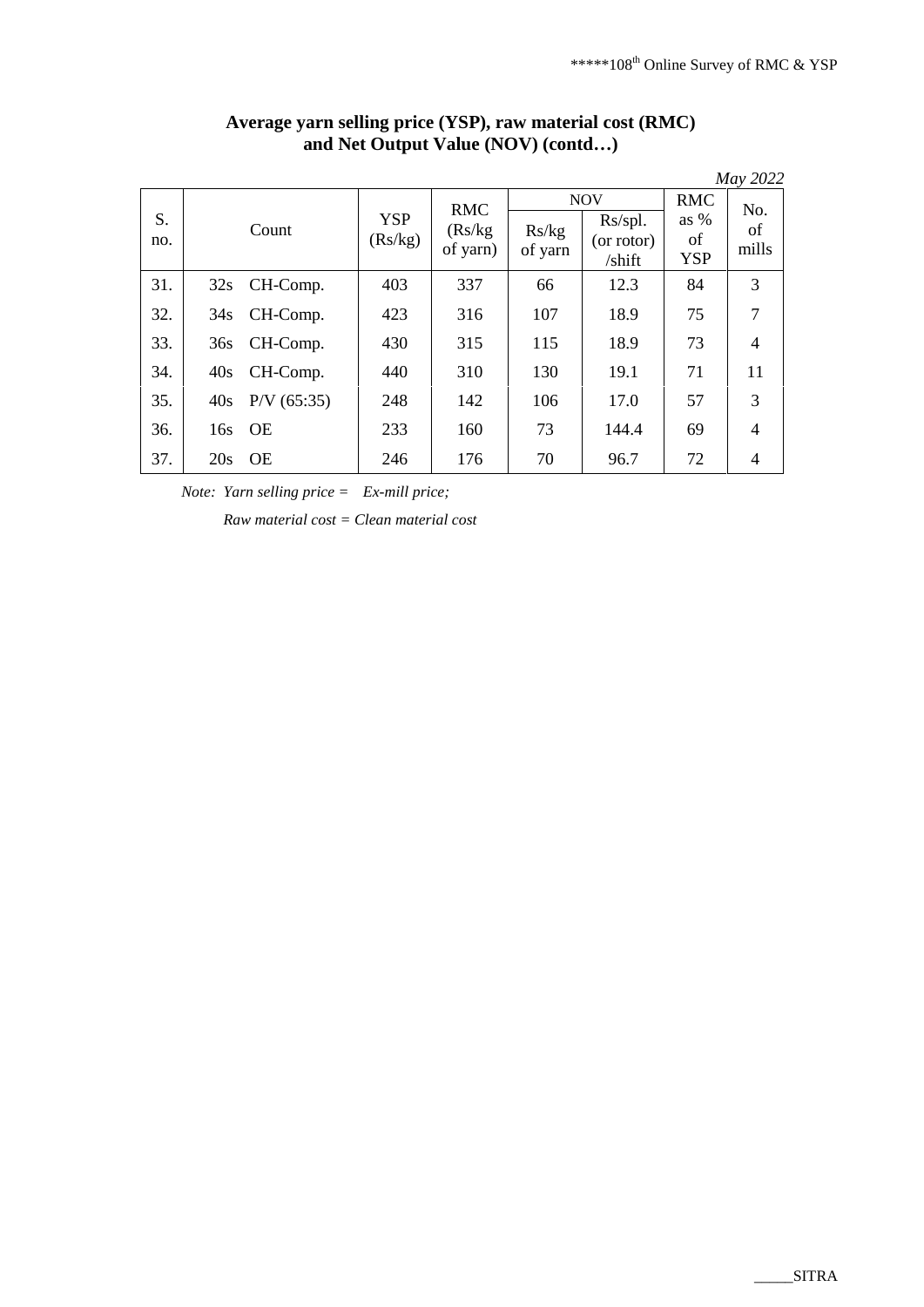**Average yarn selling price (YSP), raw material cost (RMC) and Net Output Value (NOV) (contd…)**

*May 2022*

| S. no. | Count | | YSP (Rs/kg) | RMC (Rs/kg of yarn) | NOV | | RMC as % of YSP | No. of mills |
|---|---|---|---|---|---|---|---|---|
| | | | | | Rs/kg of yarn | Rs/spl. (or rotor) /shift | | |
| 31. | 32s | CH-Comp. | 403 | 337 | 66 | 12.3 | 84 | 3 |
| 32. | 34s | CH-Comp. | 423 | 316 | 107 | 18.9 | 75 | 7 |
| 33. | 36s | CH-Comp. | 430 | 315 | 115 | 18.9 | 73 | 4 |
| 34. | 40s | CH-Comp. | 440 | 310 | 130 | 19.1 | 71 | 11 |
| 35. | 40s | P/V (65:35) | 248 | 142 | 106 | 17.0 | 57 | 3 |
| 36. | 16s | OE | 233 | 160 | 73 | 144.4 | 69 | 4 |
| 37. | 20s | OE | 246 | 176 | 70 | 96.7 | 72 | 4 |

*Note: Yarn selling price = Ex-mill price;*

*Raw material cost = Clean material cost*